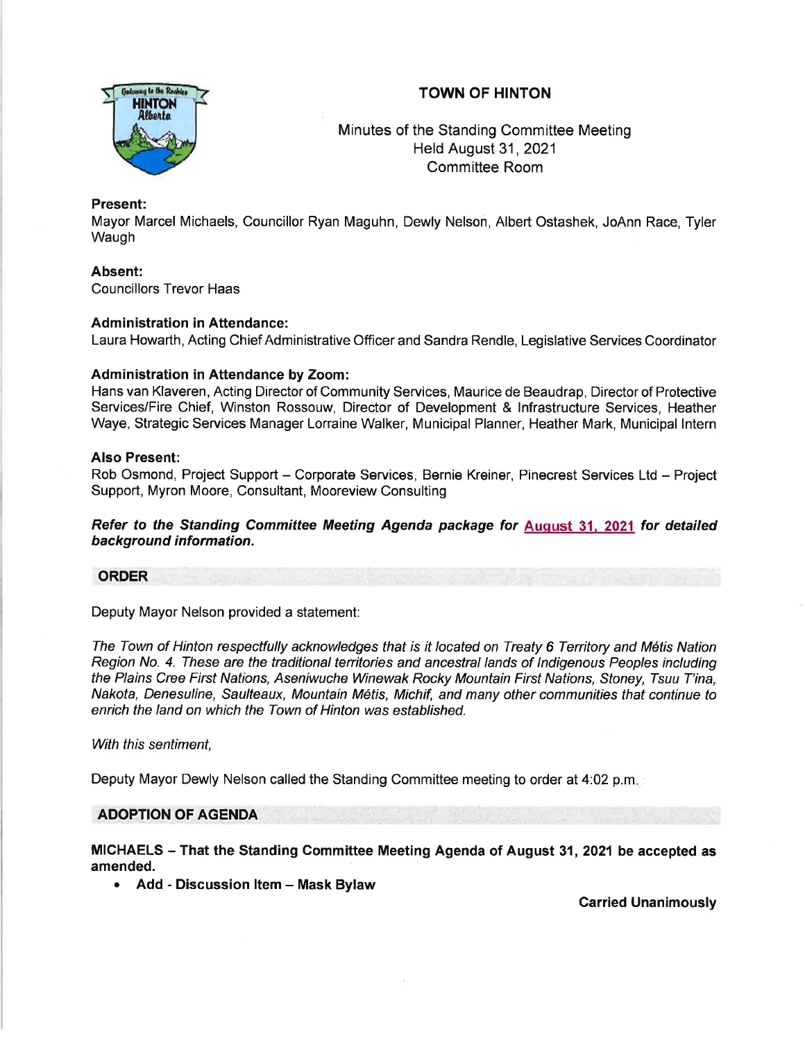# TOWN OF HINTON

Minutes of the Standing Committee Meeting
Held August 31, 2021
Committee Room

**Present:**
Mayor Marcel Michaels, Councillor Ryan Maguhn, Dewly Nelson, Albert Ostashek, JoAnn Race, Tyler Waugh

**Absent:**
Councillors Trevor Haas

**Administration in Attendance:**
Laura Howarth, Acting Chief Administrative Officer and Sandra Rendle, Legislative Services Coordinator

**Administration in Attendance by Zoom:**
Hans van Klaveren, Acting Director of Community Services, Maurice de Beaudrap, Director of Protective Services/Fire Chief, Winston Rossouw, Director of Development & Infrastructure Services, Heather Waye, Strategic Services Manager Lorraine Walker, Municipal Planner, Heather Mark, Municipal Intern

**Also Present:**
Rob Osmond, Project Support – Corporate Services, Bernie Kreiner, Pinecrest Services Ltd – Project Support, Myron Moore, Consultant, Mooreview Consulting

***Refer to the Standing Committee Meeting Agenda package for August 31, 2021 for detailed background information.***

## ORDER

Deputy Mayor Nelson provided a statement:

*The Town of Hinton respectfully acknowledges that is it located on Treaty 6 Territory and Métis Nation Region No. 4. These are the traditional territories and ancestral lands of Indigenous Peoples including the Plains Cree First Nations, Aseniwuche Winewak Rocky Mountain First Nations, Stoney, Tsuu T'ina, Nakota, Denesuline, Saulteaux, Mountain Métis, Michif, and many other communities that continue to enrich the land on which the Town of Hinton was established.*

*With this sentiment,*

Deputy Mayor Dewly Nelson called the Standing Committee meeting to order at 4:02 p.m.

## ADOPTION OF AGENDA

**MICHAELS – That the Standing Committee Meeting Agenda of August 31, 2021 be accepted as amended.**

- **Add - Discussion Item – Mask Bylaw**

**Carried Unanimously**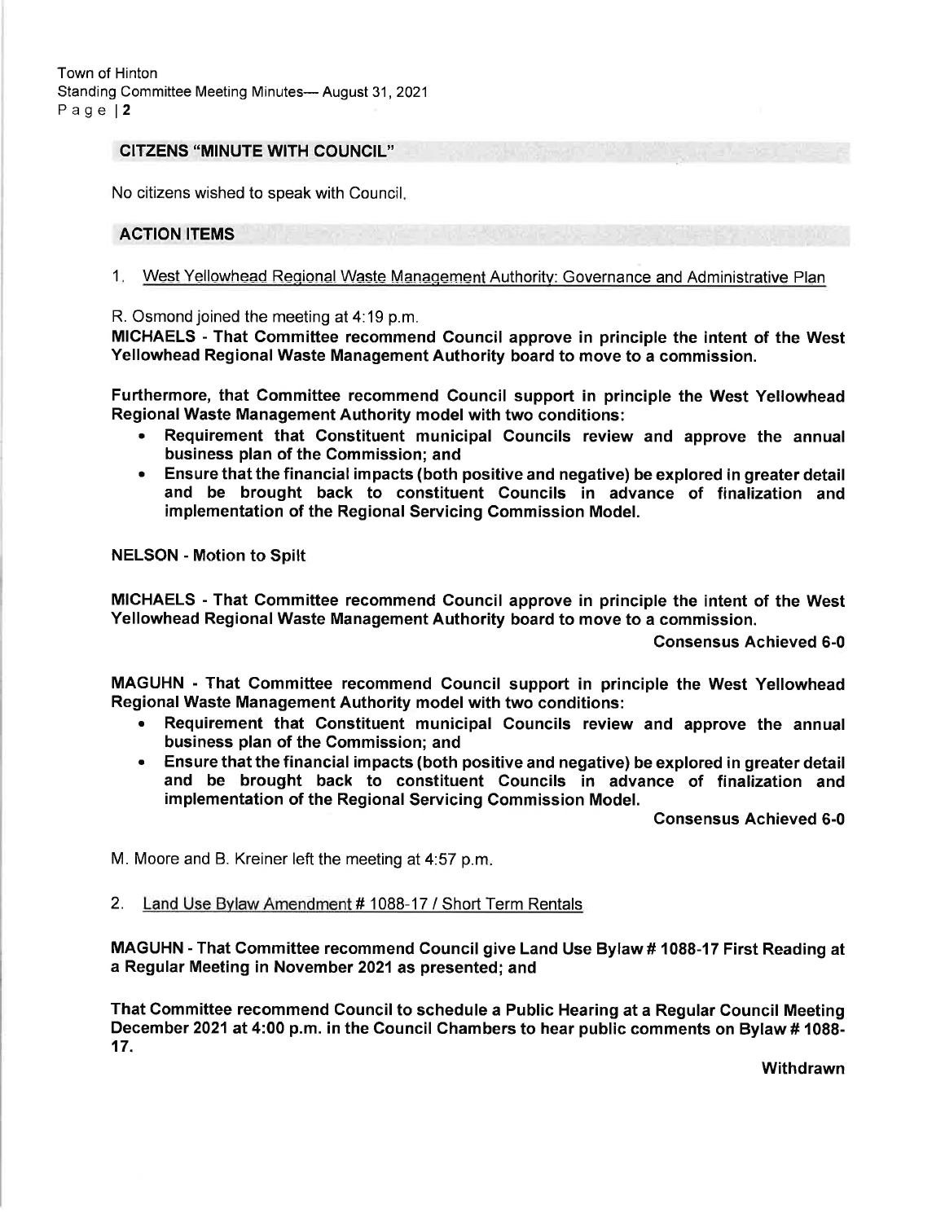## CITZENS "MINUTE WITH COUNCIL"

No citizens wished to speak with Council.

## ACTION ITEMS

1. West Yellowhead Regional Waste Management Authority: Governance and Administrative Plan

R. Osmond joined the meeting at 4:19 p.m.

**MICHAELS - That Committee recommend Council approve in principle the intent of the West Yellowhead Regional Waste Management Authority board to move to a commission.**

**Furthermore, that Committee recommend Council support in principle the West Yellowhead Regional Waste Management Authority model with two conditions:**

- **Requirement that Constituent municipal Councils review and approve the annual business plan of the Commission; and**
- **Ensure that the financial impacts (both positive and negative) be explored in greater detail and be brought back to constituent Councils in advance of finalization and implementation of the Regional Servicing Commission Model.**

**NELSON - Motion to Spilt**

**MICHAELS - That Committee recommend Council approve in principle the intent of the West Yellowhead Regional Waste Management Authority board to move to a commission.**

**Consensus Achieved 6-0**

**MAGUHN - That Committee recommend Council support in principle the West Yellowhead Regional Waste Management Authority model with two conditions:**

- **Requirement that Constituent municipal Councils review and approve the annual business plan of the Commission; and**
- **Ensure that the financial impacts (both positive and negative) be explored in greater detail and be brought back to constituent Councils in advance of finalization and implementation of the Regional Servicing Commission Model.**

**Consensus Achieved 6-0**

M. Moore and B. Kreiner left the meeting at 4:57 p.m.

2. Land Use Bylaw Amendment # 1088-17 / Short Term Rentals

**MAGUHN - That Committee recommend Council give Land Use Bylaw # 1088-17 First Reading at a Regular Meeting in November 2021 as presented; and**

**That Committee recommend Council to schedule a Public Hearing at a Regular Council Meeting December 2021 at 4:00 p.m. in the Council Chambers to hear public comments on Bylaw # 1088-17.**

**Withdrawn**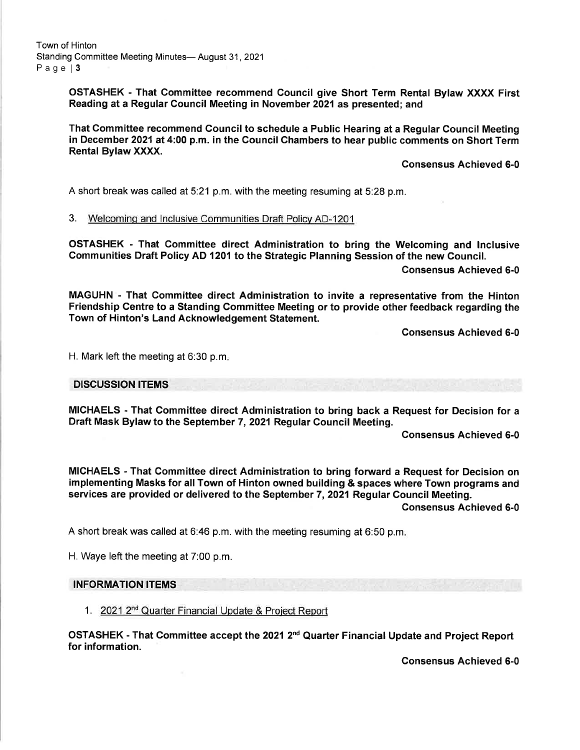**OSTASHEK - That Committee recommend Council give Short Term Rental Bylaw XXXX First Reading at a Regular Council Meeting in November 2021 as presented; and**

**That Committee recommend Council to schedule a Public Hearing at a Regular Council Meeting in December 2021 at 4:00 p.m. in the Council Chambers to hear public comments on Short Term Rental Bylaw XXXX.**

**Consensus Achieved 6-0**

A short break was called at 5:21 p.m. with the meeting resuming at 5:28 p.m.

3. Welcoming and Inclusive Communities Draft Policy AD-1201

**OSTASHEK - That Committee direct Administration to bring the Welcoming and Inclusive Communities Draft Policy AD 1201 to the Strategic Planning Session of the new Council.**

**Consensus Achieved 6-0**

**MAGUHN - That Committee direct Administration to invite a representative from the Hinton Friendship Centre to a Standing Committee Meeting or to provide other feedback regarding the Town of Hinton's Land Acknowledgement Statement.**

**Consensus Achieved 6-0**

H. Mark left the meeting at 6:30 p.m.

## DISCUSSION ITEMS

**MICHAELS - That Committee direct Administration to bring back a Request for Decision for a Draft Mask Bylaw to the September 7, 2021 Regular Council Meeting.**

**Consensus Achieved 6-0**

**MICHAELS - That Committee direct Administration to bring forward a Request for Decision on implementing Masks for all Town of Hinton owned building & spaces where Town programs and services are provided or delivered to the September 7, 2021 Regular Council Meeting.**

**Consensus Achieved 6-0**

A short break was called at 6:46 p.m. with the meeting resuming at 6:50 p.m.

H. Waye left the meeting at 7:00 p.m.

## INFORMATION ITEMS

1. 2021 2nd Quarter Financial Update & Project Report

**OSTASHEK - That Committee accept the 2021 2nd Quarter Financial Update and Project Report for information.**

**Consensus Achieved 6-0**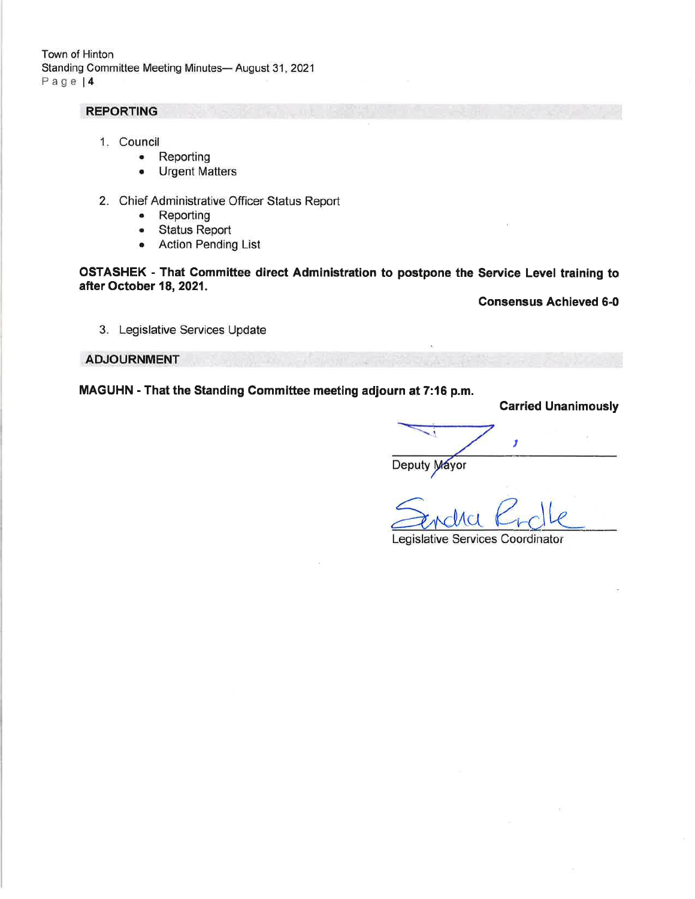## REPORTING

1. Council
   - Reporting
   - Urgent Matters

2. Chief Administrative Officer Status Report
   - Reporting
   - Status Report
   - Action Pending List

**OSTASHEK - That Committee direct Administration to postpone the Service Level training to after October 18, 2021.**

**Consensus Achieved 6-0**

3. Legislative Services Update

## ADJOURNMENT

**MAGUHN - That the Standing Committee meeting adjourn at 7:16 p.m.**

**Carried Unanimously**

Deputy Mayor

Legislative Services Coordinator